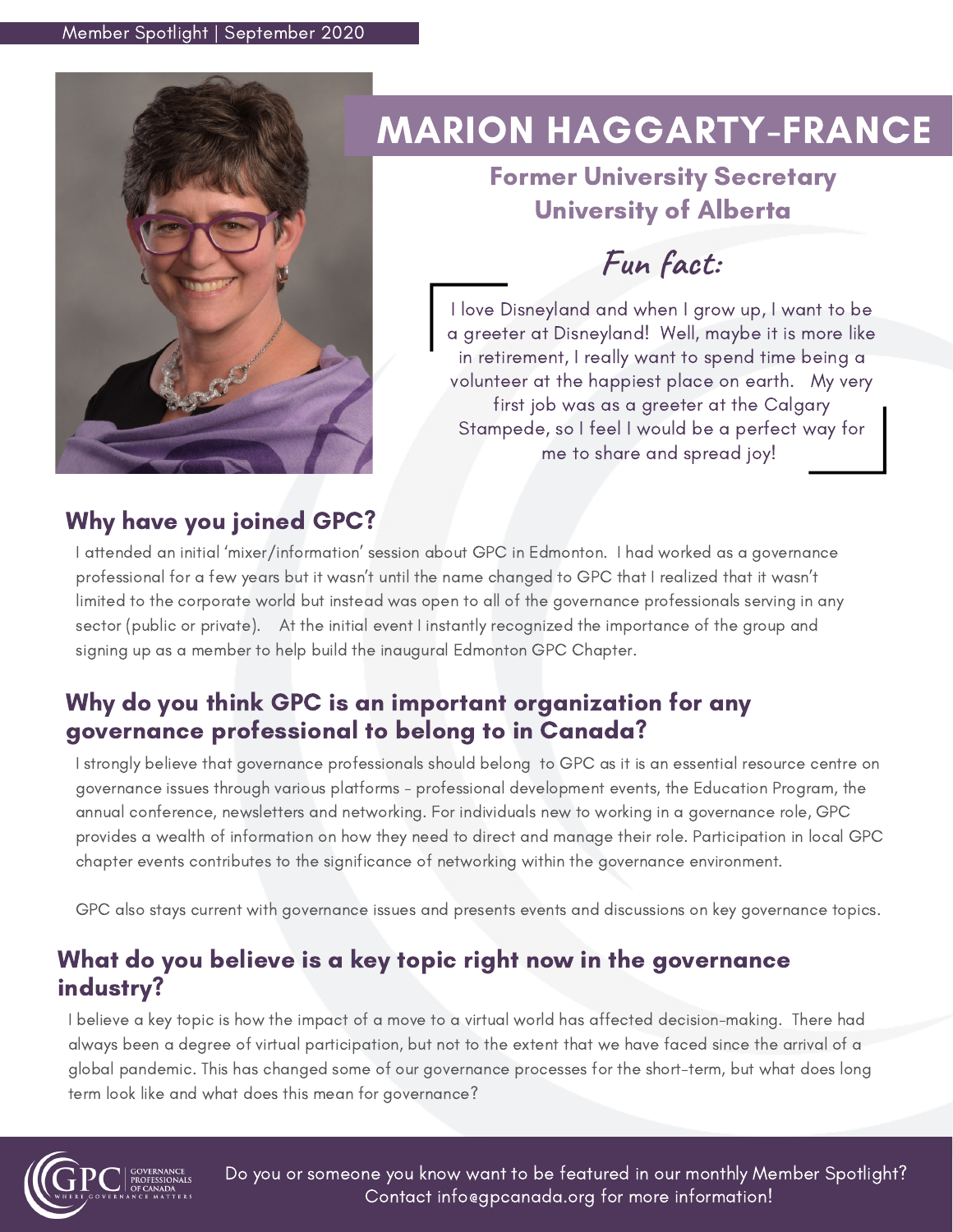Member Spotlight | September 2020

# MARION HAGGARTY-FRANCE

**Former University Secretary**
**University of Alberta**

## *Fun fact:*

I love Disneyland and when I grow up, I want to be a greeter at Disneyland! Well, maybe it is more like in retirement, I really want to spend time being a volunteer at the happiest place on earth. My very first job was as a greeter at the Calgary Stampede, so I feel I would be a perfect way for me to share and spread joy!

## Why have you joined GPC?

I attended an initial 'mixer/information' session about GPC in Edmonton. I had worked as a governance professional for a few years but it wasn't until the name changed to GPC that I realized that it wasn't limited to the corporate world but instead was open to all of the governance professionals serving in any sector (public or private). At the initial event I instantly recognized the importance of the group and signing up as a member to help build the inaugural Edmonton GPC Chapter.

## Why do you think GPC is an important organization for any governance professional to belong to in Canada?

I strongly believe that governance professionals should belong to GPC as it is an essential resource centre on governance issues through various platforms - professional development events, the Education Program, the annual conference, newsletters and networking. For individuals new to working in a governance role, GPC provides a wealth of information on how they need to direct and manage their role. Participation in local GPC chapter events contributes to the significance of networking within the governance environment.

GPC also stays current with governance issues and presents events and discussions on key governance topics.

## What do you believe is a key topic right now in the governance industry?

I believe a key topic is how the impact of a move to a virtual world has affected decision-making. There had always been a degree of virtual participation, but not to the extent that we have faced since the arrival of a global pandemic. This has changed some of our governance processes for the short-term, but what does long term look like and what does this mean for governance?

Do you or someone you know want to be featured in our monthly Member Spotlight? Contact info@gpcanada.org for more information!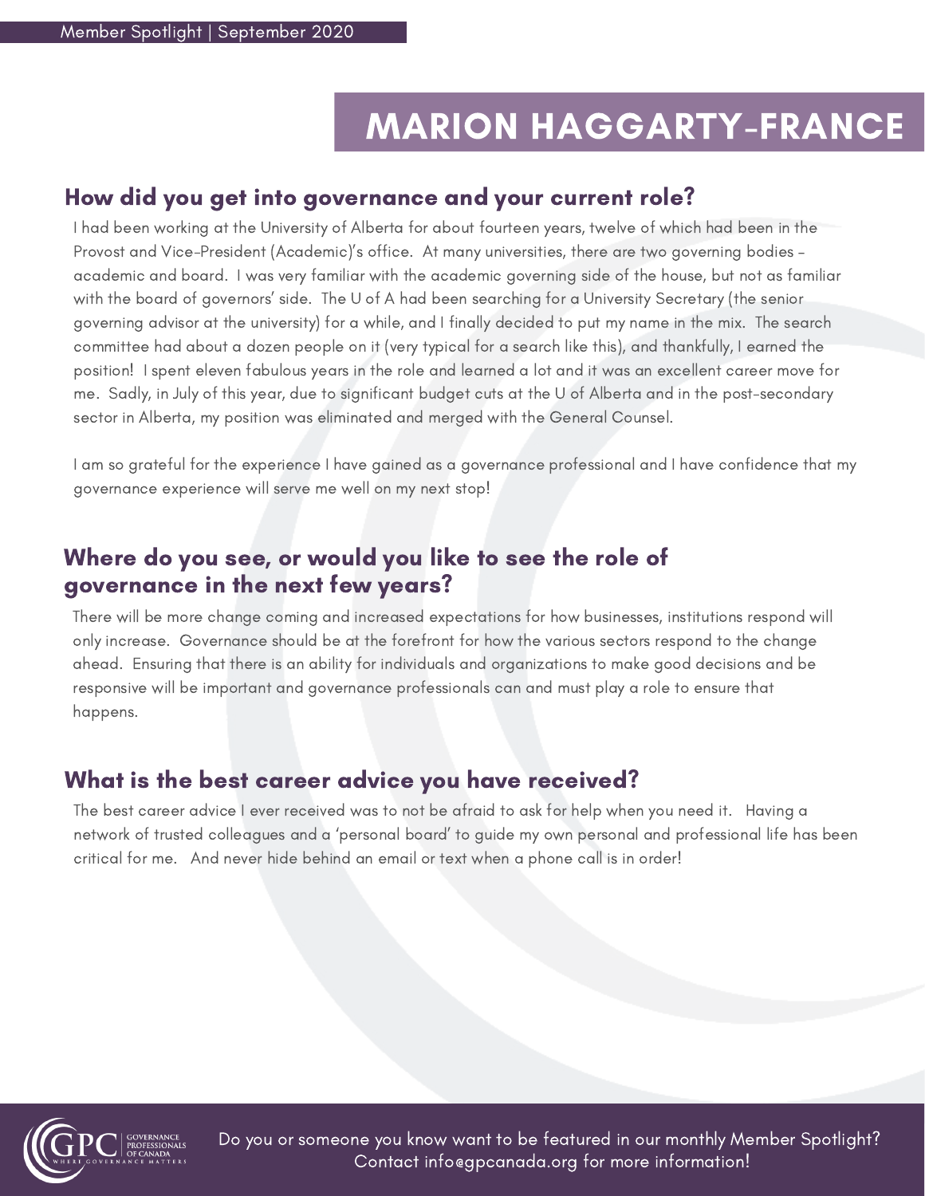# MARION HAGGARTY-FRANCE

## How did you get into governance and your current role?

I had been working at the University of Alberta for about fourteen years, twelve of which had been in the Provost and Vice-President (Academic)'s office. At many universities, there are two governing bodies - academic and board. I was very familiar with the academic governing side of the house, but not as familiar with the board of governors' side. The U of A had been searching for a University Secretary (the senior governing advisor at the university) for a while, and I finally decided to put my name in the mix. The search committee had about a dozen people on it (very typical for a search like this), and thankfully, I earned the position! I spent eleven fabulous years in the role and learned a lot and it was an excellent career move for me. Sadly, in July of this year, due to significant budget cuts at the U of Alberta and in the post-secondary sector in Alberta, my position was eliminated and merged with the General Counsel.

I am so grateful for the experience I have gained as a governance professional and I have confidence that my governance experience will serve me well on my next stop!

## Where do you see, or would you like to see the role of governance in the next few years?

There will be more change coming and increased expectations for how businesses, institutions respond will only increase. Governance should be at the forefront for how the various sectors respond to the change ahead. Ensuring that there is an ability for individuals and organizations to make good decisions and be responsive will be important and governance professionals can and must play a role to ensure that happens.

## What is the best career advice you have received?

The best career advice I ever received was to not be afraid to ask for help when you need it. Having a network of trusted colleagues and a 'personal board' to guide my own personal and professional life has been critical for me. And never hide behind an email or text when a phone call is in order!

Do you or someone you know want to be featured in our monthly Member Spotlight? Contact info@gpcanada.org for more information!